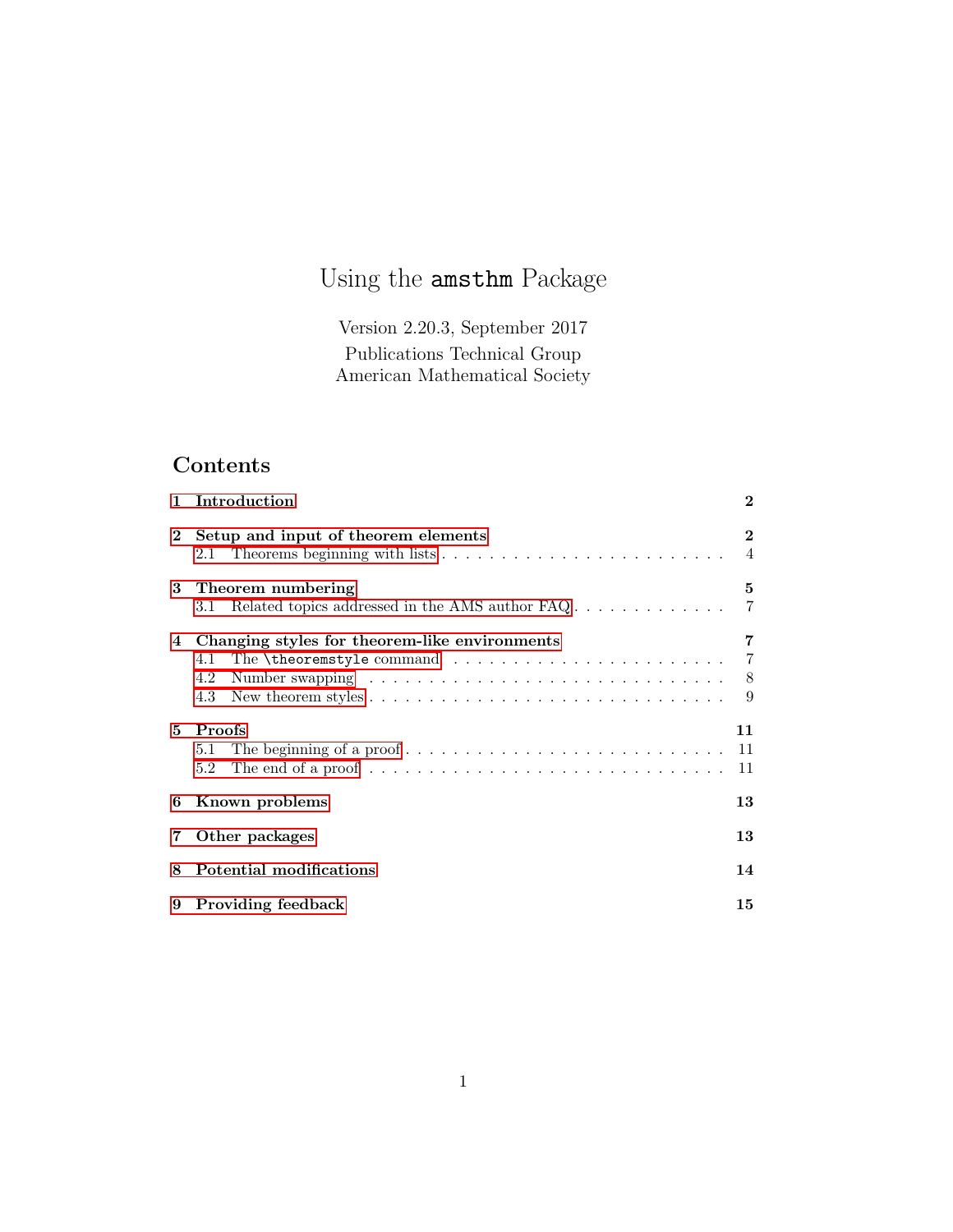# Using the `amsthm` Package

Version 2.20.3, September 2017

Publications Technical Group
American Mathematical Society

## Contents

**1 Introduction** **2**

**2 Setup and input of theorem elements** **2**
  2.1 Theorems beginning with lists . . . . . . . . . . . . . . . . . . . . . . . . 4

**3 Theorem numbering** **5**
  3.1 Related topics addressed in the AMS author FAQ . . . . . . . . . . . . . 7

**4 Changing styles for theorem-like environments** **7**
  4.1 The `\theoremstyle` command . . . . . . . . . . . . . . . . . . . . . . . . 7
  4.2 Number swapping . . . . . . . . . . . . . . . . . . . . . . . . . . . . . . 8
  4.3 New theorem styles . . . . . . . . . . . . . . . . . . . . . . . . . . . . . 9

**5 Proofs** **11**
  5.1 The beginning of a proof . . . . . . . . . . . . . . . . . . . . . . . . . . 11
  5.2 The end of a proof . . . . . . . . . . . . . . . . . . . . . . . . . . . . . 11

**6 Known problems** **13**

**7 Other packages** **13**

**8 Potential modifications** **14**

**9 Providing feedback** **15**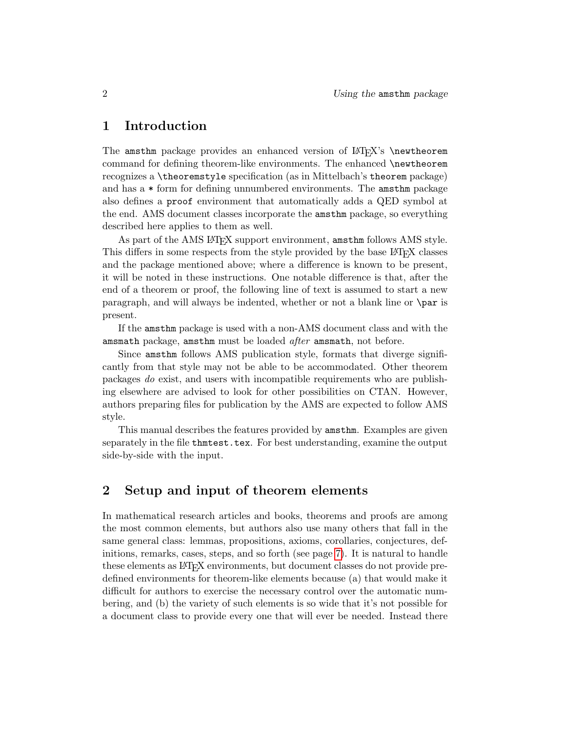# 1 Introduction

The `amsthm` package provides an enhanced version of LaTeX's `\newtheorem` command for defining theorem-like environments. The enhanced `\newtheorem` recognizes a `\theoremstyle` specification (as in Mittelbach's `theorem` package) and has a `*` form for defining unnumbered environments. The `amsthm` package also defines a `proof` environment that automatically adds a QED symbol at the end. AMS document classes incorporate the `amsthm` package, so everything described here applies to them as well.

As part of the AMS LaTeX support environment, `amsthm` follows AMS style. This differs in some respects from the style provided by the base LaTeX classes and the package mentioned above; where a difference is known to be present, it will be noted in these instructions. One notable difference is that, after the end of a theorem or proof, the following line of text is assumed to start a new paragraph, and will always be indented, whether or not a blank line or `\par` is present.

If the `amsthm` package is used with a non-AMS document class and with the `amsmath` package, `amsthm` must be loaded *after* `amsmath`, not before.

Since `amsthm` follows AMS publication style, formats that diverge significantly from that style may not be able to be accommodated. Other theorem packages *do* exist, and users with incompatible requirements who are publishing elsewhere are advised to look for other possibilities on CTAN. However, authors preparing files for publication by the AMS are expected to follow AMS style.

This manual describes the features provided by `amsthm`. Examples are given separately in the file `thmtest.tex`. For best understanding, examine the output side-by-side with the input.

# 2 Setup and input of theorem elements

In mathematical research articles and books, theorems and proofs are among the most common elements, but authors also use many others that fall in the same general class: lemmas, propositions, axioms, corollaries, conjectures, definitions, remarks, cases, steps, and so forth (see page 7). It is natural to handle these elements as LaTeX environments, but document classes do not provide predefined environments for theorem-like elements because (a) that would make it difficult for authors to exercise the necessary control over the automatic numbering, and (b) the variety of such elements is so wide that it's not possible for a document class to provide every one that will ever be needed. Instead there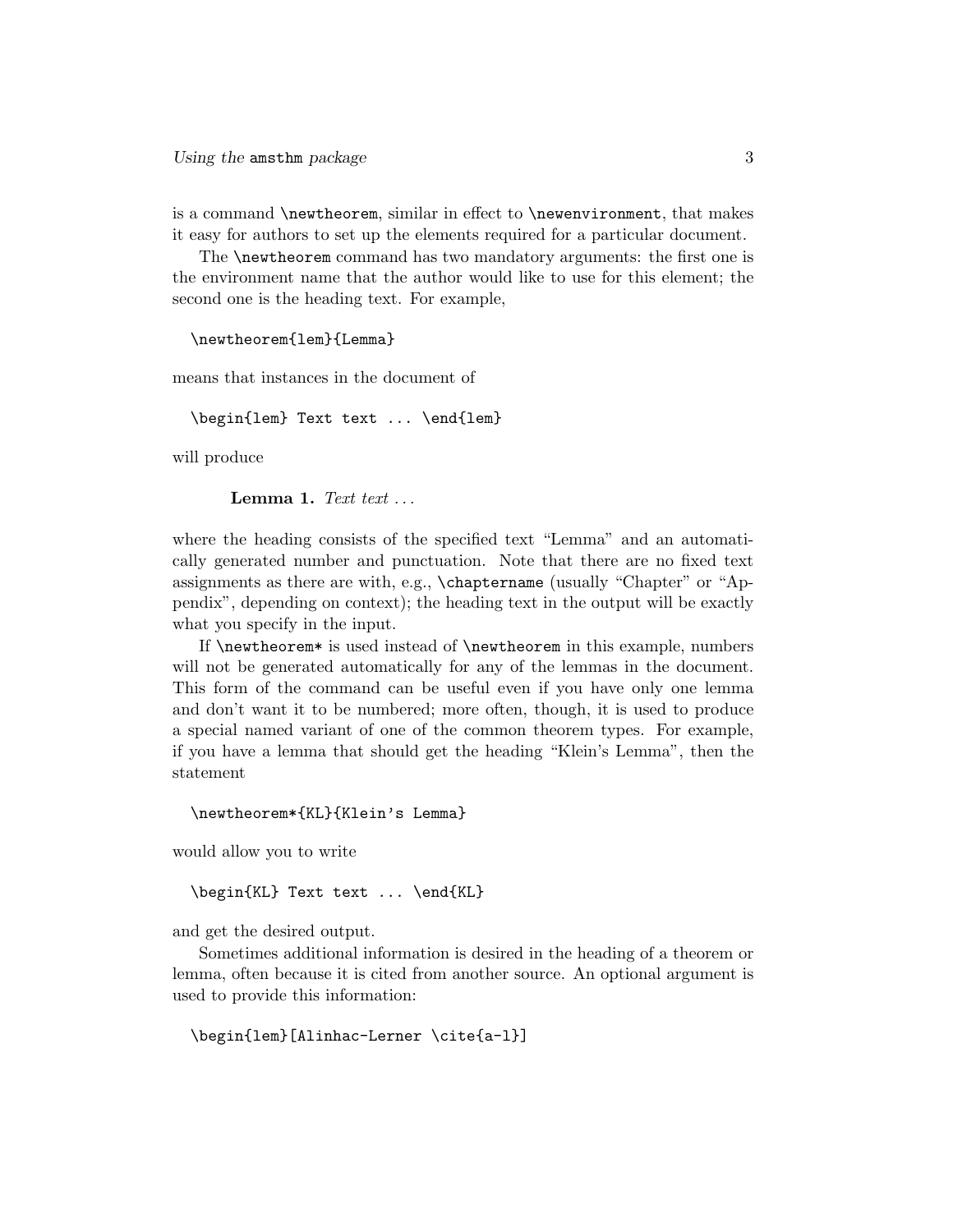is a command `\newtheorem`, similar in effect to `\newenvironment`, that makes it easy for authors to set up the elements required for a particular document.

The `\newtheorem` command has two mandatory arguments: the first one is the environment name that the author would like to use for this element; the second one is the heading text. For example,

```
\newtheorem{lem}{Lemma}
```

means that instances in the document of

```
\begin{lem} Text text ... \end{lem}
```

will produce

> **Lemma 1.** *Text text ...*

where the heading consists of the specified text "Lemma" and an automatically generated number and punctuation. Note that there are no fixed text assignments as there are with, e.g., `\chaptername` (usually "Chapter" or "Appendix", depending on context); the heading text in the output will be exactly what you specify in the input.

If `\newtheorem*` is used instead of `\newtheorem` in this example, numbers will not be generated automatically for any of the lemmas in the document. This form of the command can be useful even if you have only one lemma and don't want it to be numbered; more often, though, it is used to produce a special named variant of one of the common theorem types. For example, if you have a lemma that should get the heading "Klein's Lemma", then the statement

```
\newtheorem*{KL}{Klein's Lemma}
```

would allow you to write

```
\begin{KL} Text text ... \end{KL}
```

and get the desired output.

Sometimes additional information is desired in the heading of a theorem or lemma, often because it is cited from another source. An optional argument is used to provide this information:

```
\begin{lem}[Alinhac-Lerner \cite{a-l}]
```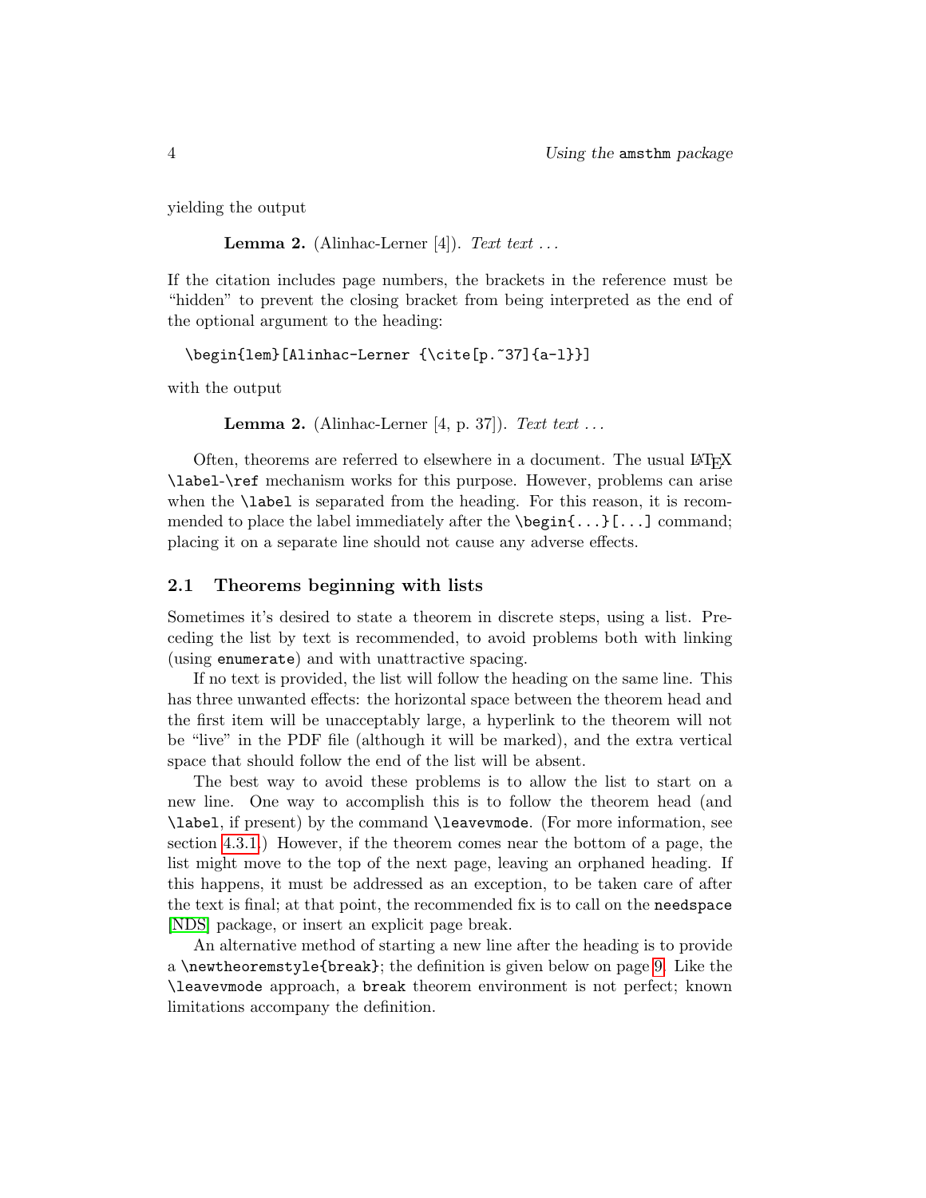yielding the output

> **Lemma 2.** (Alinhac-Lerner [4]). *Text text ...*

If the citation includes page numbers, the brackets in the reference must be "hidden" to prevent the closing bracket from being interpreted as the end of the optional argument to the heading:

```
\begin{lem}[Alinhac-Lerner {\cite[p.~37]{a-l}}]
```

with the output

> **Lemma 2.** (Alinhac-Lerner [4, p. 37]). *Text text ...*

Often, theorems are referred to elsewhere in a document. The usual LaTeX `\label`-`\ref` mechanism works for this purpose. However, problems can arise when the `\label` is separated from the heading. For this reason, it is recommended to place the label immediately after the `\begin{...}[...]` command; placing it on a separate line should not cause any adverse effects.

### 2.1 Theorems beginning with lists

Sometimes it's desired to state a theorem in discrete steps, using a list. Preceding the list by text is recommended, to avoid problems both with linking (using `enumerate`) and with unattractive spacing.

If no text is provided, the list will follow the heading on the same line. This has three unwanted effects: the horizontal space between the theorem head and the first item will be unacceptably large, a hyperlink to the theorem will not be "live" in the PDF file (although it will be marked), and the extra vertical space that should follow the end of the list will be absent.

The best way to avoid these problems is to allow the list to start on a new line. One way to accomplish this is to follow the theorem head (and `\label`, if present) by the command `\leavevmode`. (For more information, see section 4.3.1.) However, if the theorem comes near the bottom of a page, the list might move to the top of the next page, leaving an orphaned heading. If this happens, it must be addressed as an exception, to be taken care of after the text is final; at that point, the recommended fix is to call on the `needspace` [NDS] package, or insert an explicit page break.

An alternative method of starting a new line after the heading is to provide a `\newtheoremstyle{break}`; the definition is given below on page 9. Like the `\leavevmode` approach, a `break` theorem environment is not perfect; known limitations accompany the definition.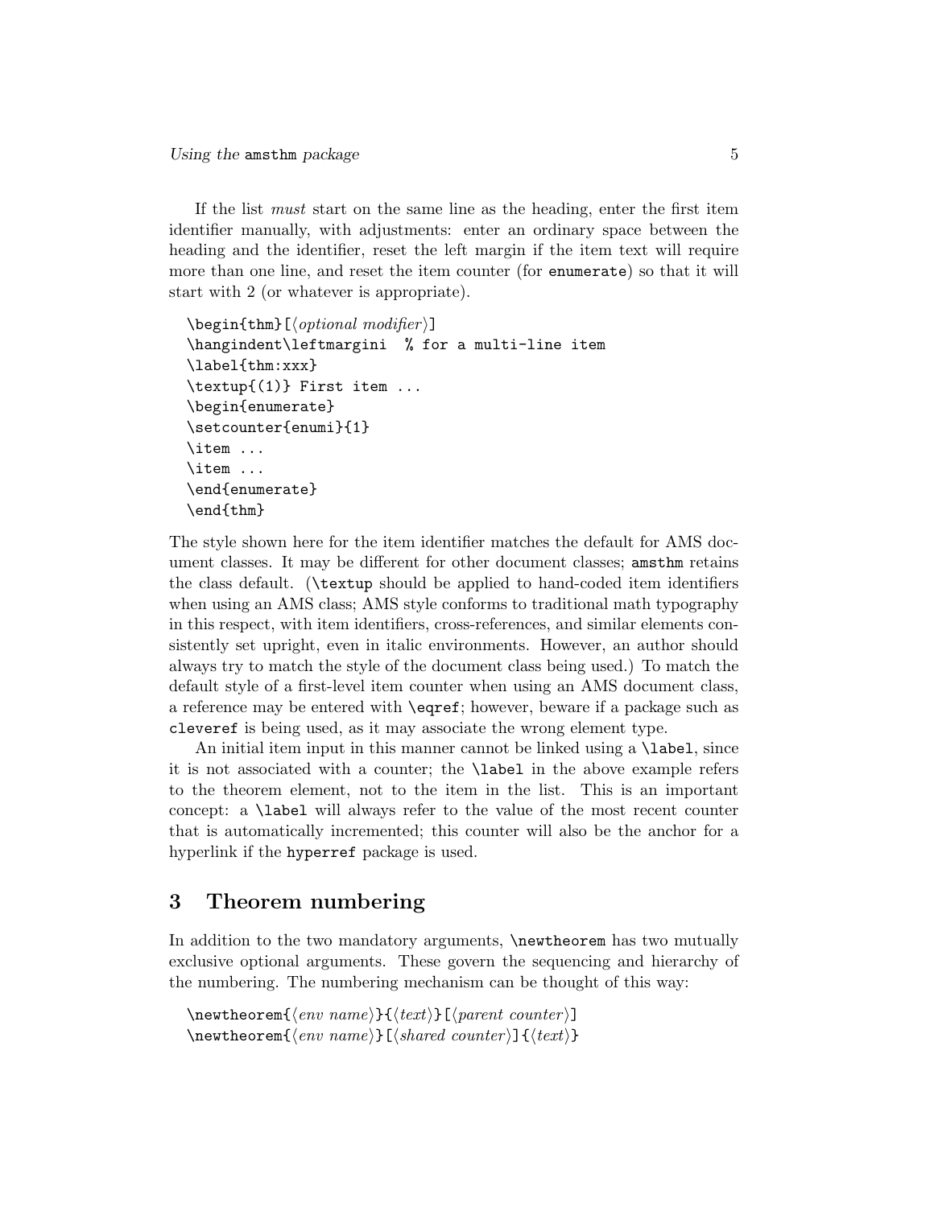If the list *must* start on the same line as the heading, enter the first item identifier manually, with adjustments: enter an ordinary space between the heading and the identifier, reset the left margin if the item text will require more than one line, and reset the item counter (for `enumerate`) so that it will start with 2 (or whatever is appropriate).

```
\begin{thm}[⟨optional modifier⟩]
\hangindent\leftmargini  % for a multi-line item
\label{thm:xxx}
\textup{(1)} First item ...
\begin{enumerate}
\setcounter{enumi}{1}
\item ...
\item ...
\end{enumerate}
\end{thm}
```

The style shown here for the item identifier matches the default for AMS document classes. It may be different for other document classes; `amsthm` retains the class default. (`\textup` should be applied to hand-coded item identifiers when using an AMS class; AMS style conforms to traditional math typography in this respect, with item identifiers, cross-references, and similar elements consistently set upright, even in italic environments. However, an author should always try to match the style of the document class being used.) To match the default style of a first-level item counter when using an AMS document class, a reference may be entered with `\eqref`; however, beware if a package such as `cleveref` is being used, as it may associate the wrong element type.

An initial item input in this manner cannot be linked using a `\label`, since it is not associated with a counter; the `\label` in the above example refers to the theorem element, not to the item in the list. This is an important concept: a `\label` will always refer to the value of the most recent counter that is automatically incremented; this counter will also be the anchor for a hyperlink if the `hyperref` package is used.

## 3 Theorem numbering

In addition to the two mandatory arguments, `\newtheorem` has two mutually exclusive optional arguments. These govern the sequencing and hierarchy of the numbering. The numbering mechanism can be thought of this way:

```
\newtheorem{⟨env name⟩}{⟨text⟩}[⟨parent counter⟩]
\newtheorem{⟨env name⟩}[⟨shared counter⟩]{⟨text⟩}
```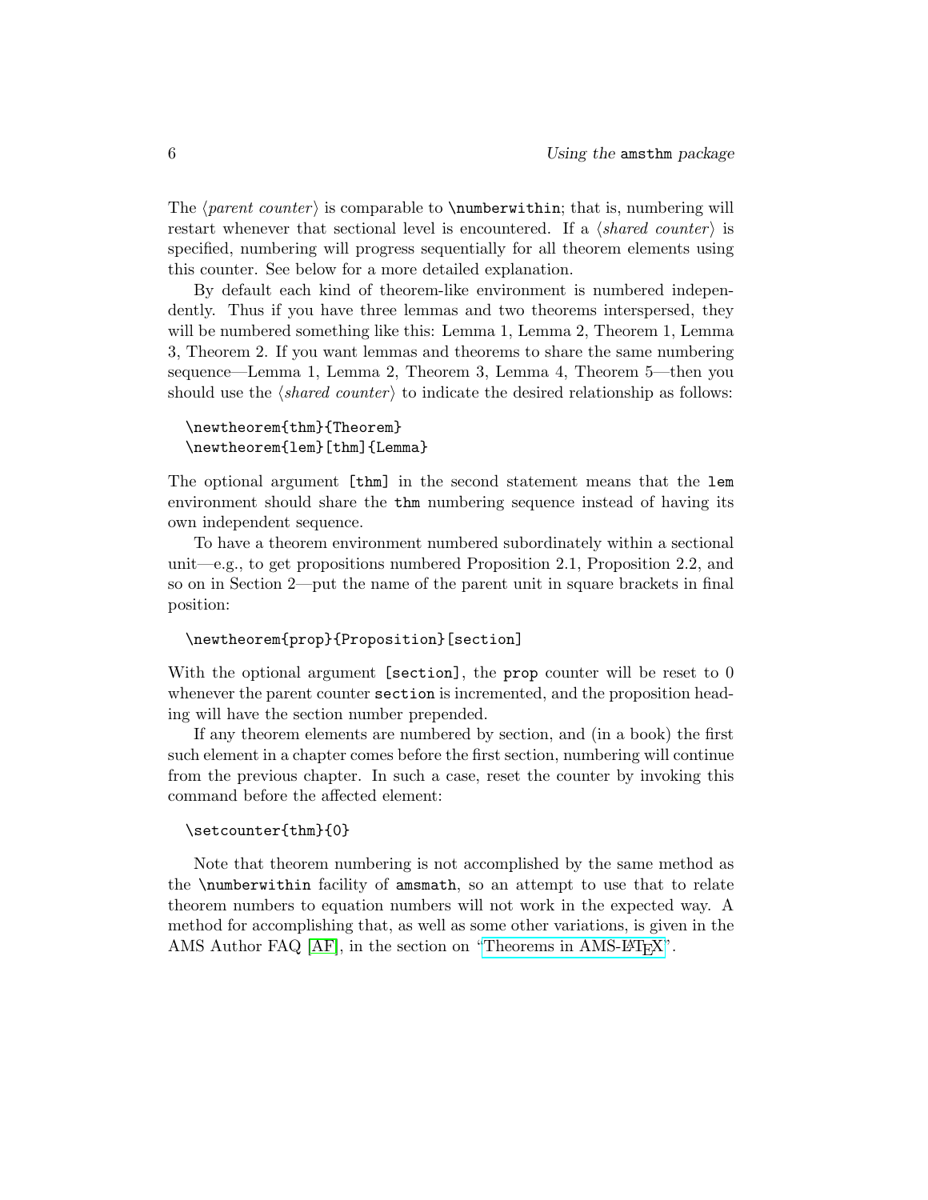The ⟨*parent counter*⟩ is comparable to `\numberwithin`; that is, numbering will restart whenever that sectional level is encountered. If a ⟨*shared counter*⟩ is specified, numbering will progress sequentially for all theorem elements using this counter. See below for a more detailed explanation.

By default each kind of theorem-like environment is numbered independently. Thus if you have three lemmas and two theorems interspersed, they will be numbered something like this: Lemma 1, Lemma 2, Theorem 1, Lemma 3, Theorem 2. If you want lemmas and theorems to share the same numbering sequence—Lemma 1, Lemma 2, Theorem 3, Lemma 4, Theorem 5—then you should use the ⟨*shared counter*⟩ to indicate the desired relationship as follows:

```
\newtheorem{thm}{Theorem}
\newtheorem{lem}[thm]{Lemma}
```

The optional argument `[thm]` in the second statement means that the `lem` environment should share the `thm` numbering sequence instead of having its own independent sequence.

To have a theorem environment numbered subordinately within a sectional unit—e.g., to get propositions numbered Proposition 2.1, Proposition 2.2, and so on in Section 2—put the name of the parent unit in square brackets in final position:

```
\newtheorem{prop}{Proposition}[section]
```

With the optional argument `[section]`, the `prop` counter will be reset to 0 whenever the parent counter `section` is incremented, and the proposition heading will have the section number prepended.

If any theorem elements are numbered by section, and (in a book) the first such element in a chapter comes before the first section, numbering will continue from the previous chapter. In such a case, reset the counter by invoking this command before the affected element:

```
\setcounter{thm}{0}
```

Note that theorem numbering is not accomplished by the same method as the `\numberwithin` facility of `amsmath`, so an attempt to use that to relate theorem numbers to equation numbers will not work in the expected way. A method for accomplishing that, as well as some other variations, is given in the AMS Author FAQ [AF], in the section on "Theorems in AMS-LaTeX".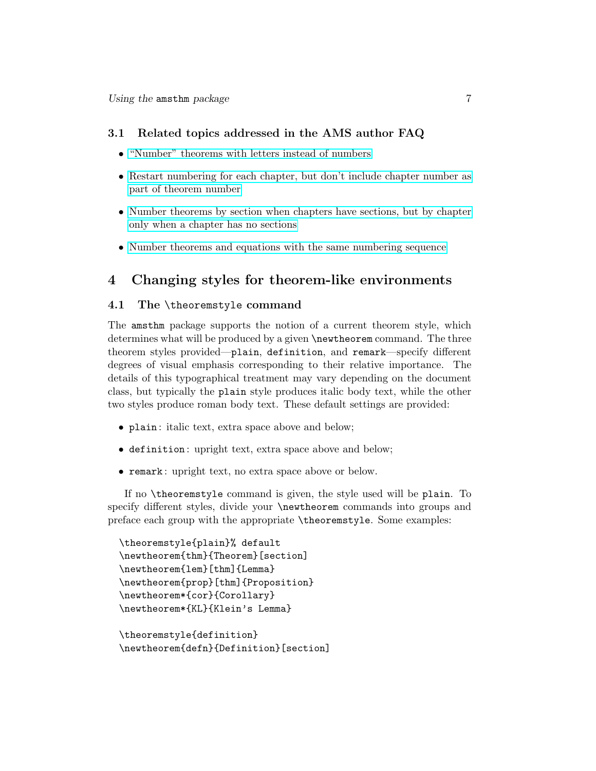### 3.1 Related topics addressed in the AMS author FAQ

- "Number" theorems with letters instead of numbers
- Restart numbering for each chapter, but don't include chapter number as part of theorem number
- Number theorems by section when chapters have sections, but by chapter only when a chapter has no sections
- Number theorems and equations with the same numbering sequence

## 4 Changing styles for theorem-like environments

### 4.1 The `\theoremstyle` command

The `amsthm` package supports the notion of a current theorem style, which determines what will be produced by a given `\newtheorem` command. The three theorem styles provided—`plain`, `definition`, and `remark`—specify different degrees of visual emphasis corresponding to their relative importance. The details of this typographical treatment may vary depending on the document class, but typically the `plain` style produces italic body text, while the other two styles produce roman body text. These default settings are provided:

- `plain`: italic text, extra space above and below;
- `definition`: upright text, extra space above and below;
- `remark`: upright text, no extra space above or below.

If no `\theoremstyle` command is given, the style used will be `plain`. To specify different styles, divide your `\newtheorem` commands into groups and preface each group with the appropriate `\theoremstyle`. Some examples:

```
\theoremstyle{plain}% default
\newtheorem{thm}{Theorem}[section]
\newtheorem{lem}[thm]{Lemma}
\newtheorem{prop}[thm]{Proposition}
\newtheorem*{cor}{Corollary}
\newtheorem*{KL}{Klein's Lemma}

\theoremstyle{definition}
\newtheorem{defn}{Definition}[section]
```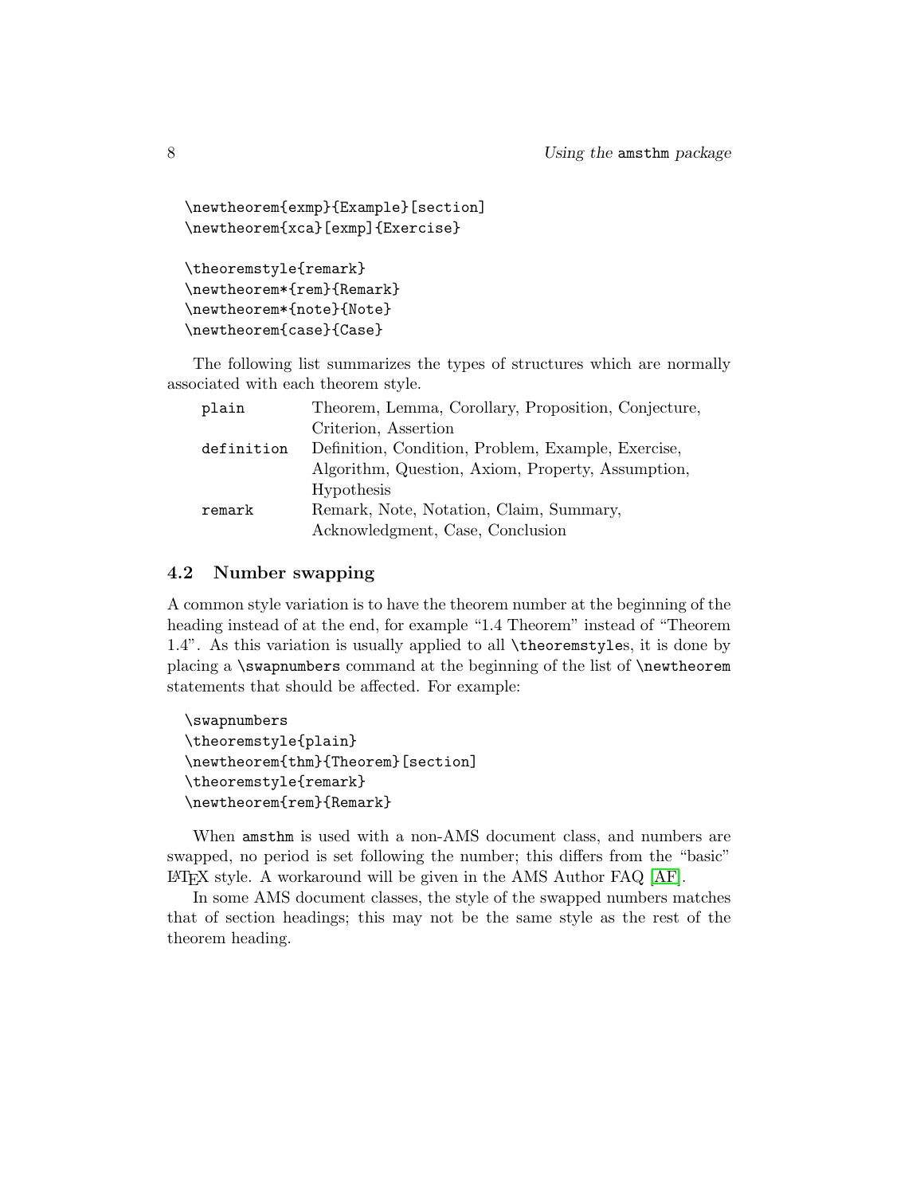```
\newtheorem{exmp}{Example}[section]
\newtheorem{xca}[exmp]{Exercise}

\theoremstyle{remark}
\newtheorem*{rem}{Remark}
\newtheorem*{note}{Note}
\newtheorem{case}{Case}
```

The following list summarizes the types of structures which are normally associated with each theorem style.

| | |
|---|---|
| `plain` | Theorem, Lemma, Corollary, Proposition, Conjecture, Criterion, Assertion |
| `definition` | Definition, Condition, Problem, Example, Exercise, Algorithm, Question, Axiom, Property, Assumption, Hypothesis |
| `remark` | Remark, Note, Notation, Claim, Summary, Acknowledgment, Case, Conclusion |

### 4.2 Number swapping

A common style variation is to have the theorem number at the beginning of the heading instead of at the end, for example "1.4 Theorem" instead of "Theorem 1.4". As this variation is usually applied to all `\theoremstyle`s, it is done by placing a `\swapnumbers` command at the beginning of the list of `\newtheorem` statements that should be affected. For example:

```
\swapnumbers
\theoremstyle{plain}
\newtheorem{thm}{Theorem}[section]
\theoremstyle{remark}
\newtheorem{rem}{Remark}
```

When `amsthm` is used with a non-AMS document class, and numbers are swapped, no period is set following the number; this differs from the "basic" LaTeX style. A workaround will be given in the AMS Author FAQ [AF].

In some AMS document classes, the style of the swapped numbers matches that of section headings; this may not be the same style as the rest of the theorem heading.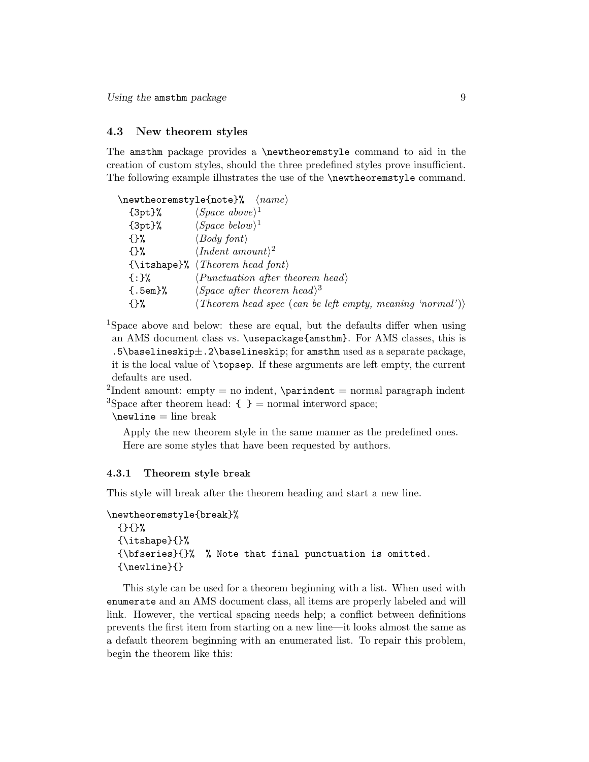### 4.3 New theorem styles

The `amsthm` package provides a `\newtheoremstyle` command to aid in the creation of custom styles, should the three predefined styles prove insufficient. The following example illustrates the use of the `\newtheoremstyle` command.

```
\newtheoremstyle{note}%  ⟨name⟩
  {3pt}%        ⟨Space above⟩¹
  {3pt}%        ⟨Space below⟩¹
  {}%           ⟨Body font⟩
  {}%           ⟨Indent amount⟩²
  {\itshape}%   ⟨Theorem head font⟩
  {:}%          ⟨Punctuation after theorem head⟩
  {.5em}%       ⟨Space after theorem head⟩³
  {}%           ⟨Theorem head spec (can be left empty, meaning ‘normal’)⟩
```

[1]Space above and below: these are equal, but the defaults differ when using an AMS document class vs. `\usepackage{amsthm}`. For AMS classes, this is `.5\baselineskip`±`.2\baselineskip`; for `amsthm` used as a separate package, it is the local value of `\topsep`. If these arguments are left empty, the current defaults are used.
[2]Indent amount: empty = no indent, `\parindent` = normal paragraph indent
[3]Space after theorem head: `{ }` = normal interword space; `\newline` = line break

Apply the new theorem style in the same manner as the predefined ones. Here are some styles that have been requested by authors.

#### 4.3.1 Theorem style `break`

This style will break after the theorem heading and start a new line.

```
\newtheoremstyle{break}%
  {}{}%
  {\itshape}{}%
  {\bfseries}{}%  % Note that final punctuation is omitted.
  {\newline}{}
```

This style can be used for a theorem beginning with a list. When used with `enumerate` and an AMS document class, all items are properly labeled and will link. However, the vertical spacing needs help; a conflict between definitions prevents the first item from starting on a new line—it looks almost the same as a default theorem beginning with an enumerated list. To repair this problem, begin the theorem like this: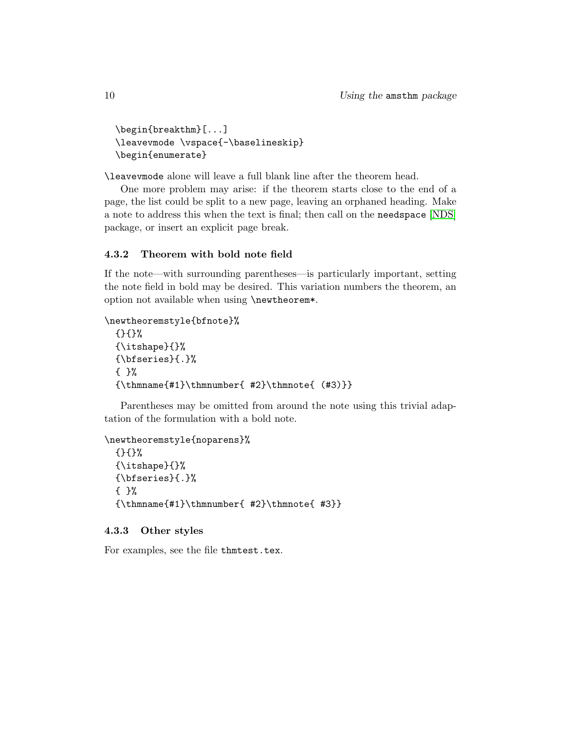```
\begin{breakthm}[...]
\leavevmode \vspace{-\baselineskip}
\begin{enumerate}
```

`\leavevmode` alone will leave a full blank line after the theorem head.

One more problem may arise: if the theorem starts close to the end of a page, the list could be split to a new page, leaving an orphaned heading. Make a note to address this when the text is final; then call on the `needspace` [NDS] package, or insert an explicit page break.

### 4.3.2 Theorem with bold note field

If the note—with surrounding parentheses—is particularly important, setting the note field in bold may be desired. This variation numbers the theorem, an option not available when using `\newtheorem*`.

```
\newtheoremstyle{bfnote}%
  {}{}%
  {\itshape}{}%
  {\bfseries}{.}%
  { }%
  {\thmname{#1}\thmnumber{ #2}\thmnote{ (#3)}}
```

Parentheses may be omitted from around the note using this trivial adaptation of the formulation with a bold note.

```
\newtheoremstyle{noparens}%
  {}{}%
  {\itshape}{}%
  {\bfseries}{.}%
  { }%
  {\thmname{#1}\thmnumber{ #2}\thmnote{ #3}}
```

### 4.3.3 Other styles

For examples, see the file `thmtest.tex`.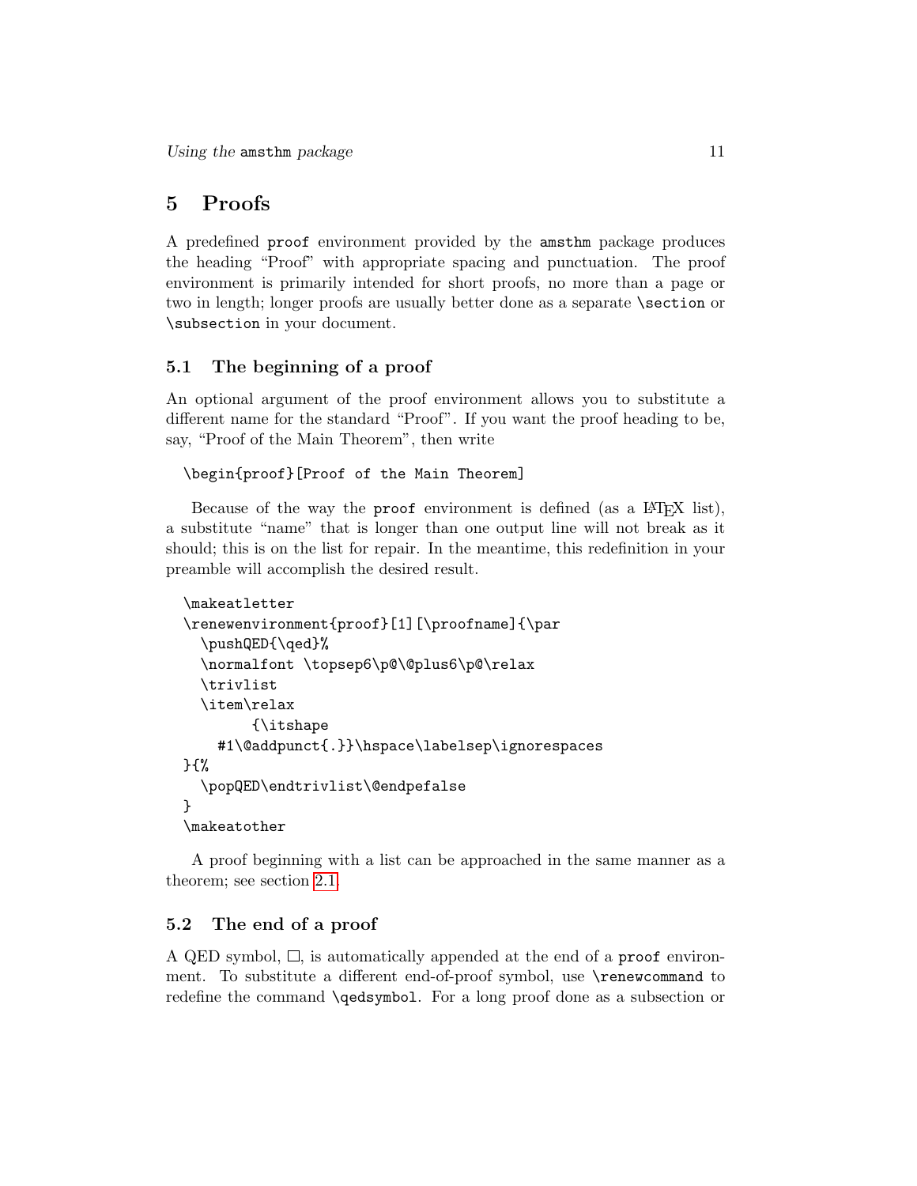# 5 Proofs

A predefined `proof` environment provided by the `amsthm` package produces the heading "Proof" with appropriate spacing and punctuation. The proof environment is primarily intended for short proofs, no more than a page or two in length; longer proofs are usually better done as a separate `\section` or `\subsection` in your document.

## 5.1 The beginning of a proof

An optional argument of the proof environment allows you to substitute a different name for the standard "Proof". If you want the proof heading to be, say, "Proof of the Main Theorem", then write

```
\begin{proof}[Proof of the Main Theorem]
```

Because of the way the `proof` environment is defined (as a LaTeX list), a substitute "name" that is longer than one output line will not break as it should; this is on the list for repair. In the meantime, this redefinition in your preamble will accomplish the desired result.

```
\makeatletter
\renewenvironment{proof}[1][\proofname]{\par
  \pushQED{\qed}%
  \normalfont \topsep6\p@\@plus6\p@\relax
  \trivlist
  \item\relax
        {\itshape
    #1\@addpunct{.}}\hspace\labelsep\ignorespaces
}{%
  \popQED\endtrivlist\@endpefalse
}
\makeatother
```

A proof beginning with a list can be approached in the same manner as a theorem; see section 2.1.

## 5.2 The end of a proof

A QED symbol, □, is automatically appended at the end of a `proof` environment. To substitute a different end-of-proof symbol, use `\renewcommand` to redefine the command `\qedsymbol`. For a long proof done as a subsection or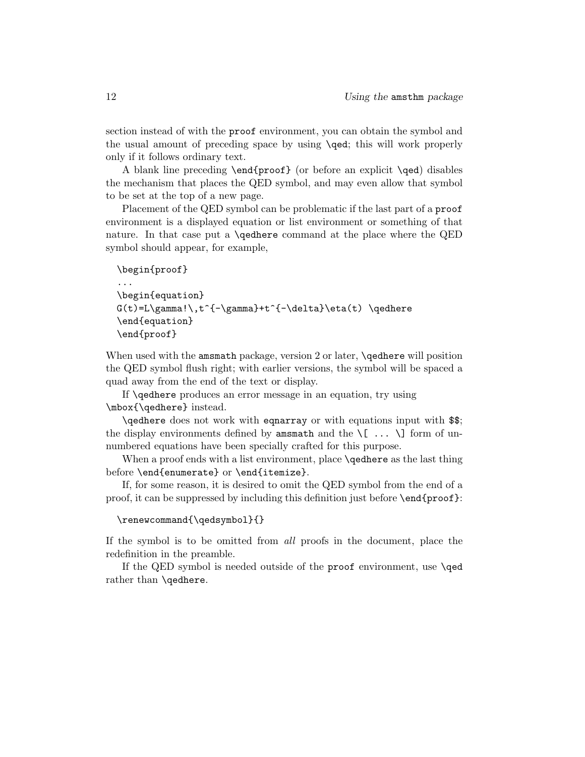section instead of with the `proof` environment, you can obtain the symbol and the usual amount of preceding space by using `\qed`; this will work properly only if it follows ordinary text.

A blank line preceding `\end{proof}` (or before an explicit `\qed`) disables the mechanism that places the QED symbol, and may even allow that symbol to be set at the top of a new page.

Placement of the QED symbol can be problematic if the last part of a `proof` environment is a displayed equation or list environment or something of that nature. In that case put a `\qedhere` command at the place where the QED symbol should appear, for example,

```
\begin{proof}
...
\begin{equation}
G(t)=L\gamma!\,t^{-\gamma}+t^{-\delta}\eta(t) \qedhere
\end{equation}
\end{proof}
```

When used with the `amsmath` package, version 2 or later, `\qedhere` will position the QED symbol flush right; with earlier versions, the symbol will be spaced a quad away from the end of the text or display.

If `\qedhere` produces an error message in an equation, try using `\mbox{\qedhere}` instead.

`\qedhere` does not work with `eqnarray` or with equations input with `$$`; the display environments defined by `amsmath` and the `\[ ... \]` form of unnumbered equations have been specially crafted for this purpose.

When a proof ends with a list environment, place `\qedhere` as the last thing before `\end{enumerate}` or `\end{itemize}`.

If, for some reason, it is desired to omit the QED symbol from the end of a proof, it can be suppressed by including this definition just before `\end{proof}`:

```
\renewcommand{\qedsymbol}{}
```

If the symbol is to be omitted from *all* proofs in the document, place the redefinition in the preamble.

If the QED symbol is needed outside of the `proof` environment, use `\qed` rather than `\qedhere`.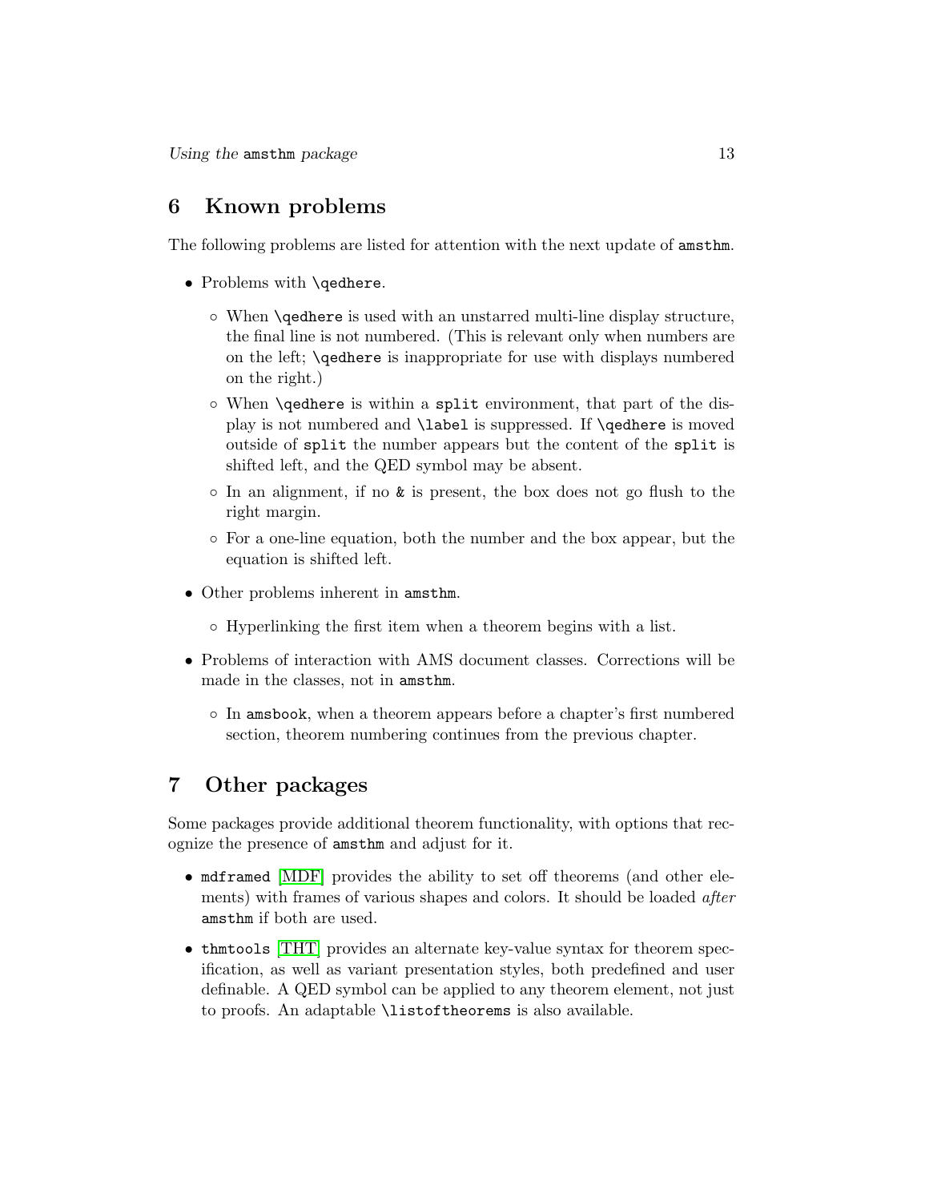## 6 Known problems

The following problems are listed for attention with the next update of `amsthm`.

- Problems with `\qedhere`.
  - When `\qedhere` is used with an unstarred multi-line display structure, the final line is not numbered. (This is relevant only when numbers are on the left; `\qedhere` is inappropriate for use with displays numbered on the right.)
  - When `\qedhere` is within a `split` environment, that part of the display is not numbered and `\label` is suppressed. If `\qedhere` is moved outside of `split` the number appears but the content of the `split` is shifted left, and the QED symbol may be absent.
  - In an alignment, if no `&` is present, the box does not go flush to the right margin.
  - For a one-line equation, both the number and the box appear, but the equation is shifted left.
- Other problems inherent in `amsthm`.
  - Hyperlinking the first item when a theorem begins with a list.
- Problems of interaction with AMS document classes. Corrections will be made in the classes, not in `amsthm`.
  - In `amsbook`, when a theorem appears before a chapter's first numbered section, theorem numbering continues from the previous chapter.

## 7 Other packages

Some packages provide additional theorem functionality, with options that recognize the presence of `amsthm` and adjust for it.

- `mdframed` [MDF] provides the ability to set off theorems (and other elements) with frames of various shapes and colors. It should be loaded *after* `amsthm` if both are used.
- `thmtools` [THT] provides an alternate key-value syntax for theorem specification, as well as variant presentation styles, both predefined and user definable. A QED symbol can be applied to any theorem element, not just to proofs. An adaptable `\listoftheorems` is also available.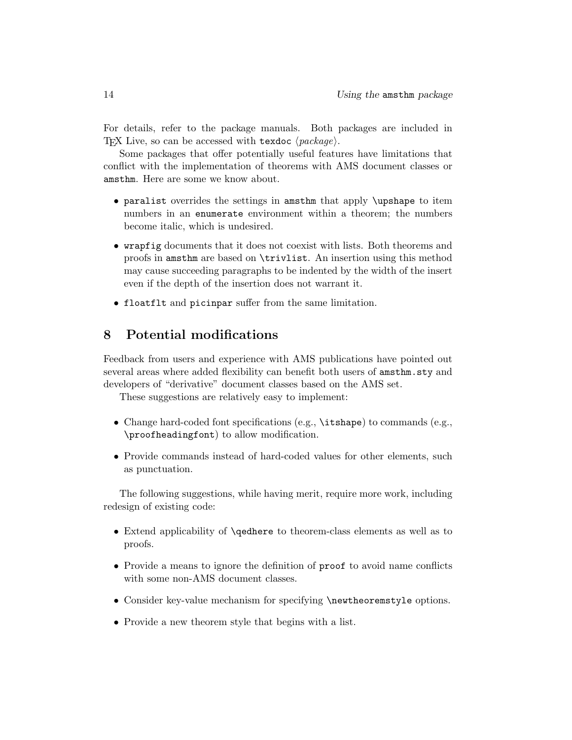For details, refer to the package manuals. Both packages are included in TeX Live, so can be accessed with `texdoc` ⟨*package*⟩.

Some packages that offer potentially useful features have limitations that conflict with the implementation of theorems with AMS document classes or `amsthm`. Here are some we know about.

- `paralist` overrides the settings in `amsthm` that apply `\upshape` to item numbers in an `enumerate` environment within a theorem; the numbers become italic, which is undesired.
- `wrapfig` documents that it does not coexist with lists. Both theorems and proofs in `amsthm` are based on `\trivlist`. An insertion using this method may cause succeeding paragraphs to be indented by the width of the insert even if the depth of the insertion does not warrant it.
- `floatflt` and `picinpar` suffer from the same limitation.

## 8 Potential modifications

Feedback from users and experience with AMS publications have pointed out several areas where added flexibility can benefit both users of `amsthm.sty` and developers of "derivative" document classes based on the AMS set.

These suggestions are relatively easy to implement:

- Change hard-coded font specifications (e.g., `\itshape`) to commands (e.g., `\proofheadingfont`) to allow modification.
- Provide commands instead of hard-coded values for other elements, such as punctuation.

The following suggestions, while having merit, require more work, including redesign of existing code:

- Extend applicability of `\qedhere` to theorem-class elements as well as to proofs.
- Provide a means to ignore the definition of `proof` to avoid name conflicts with some non-AMS document classes.
- Consider key-value mechanism for specifying `\newtheoremstyle` options.
- Provide a new theorem style that begins with a list.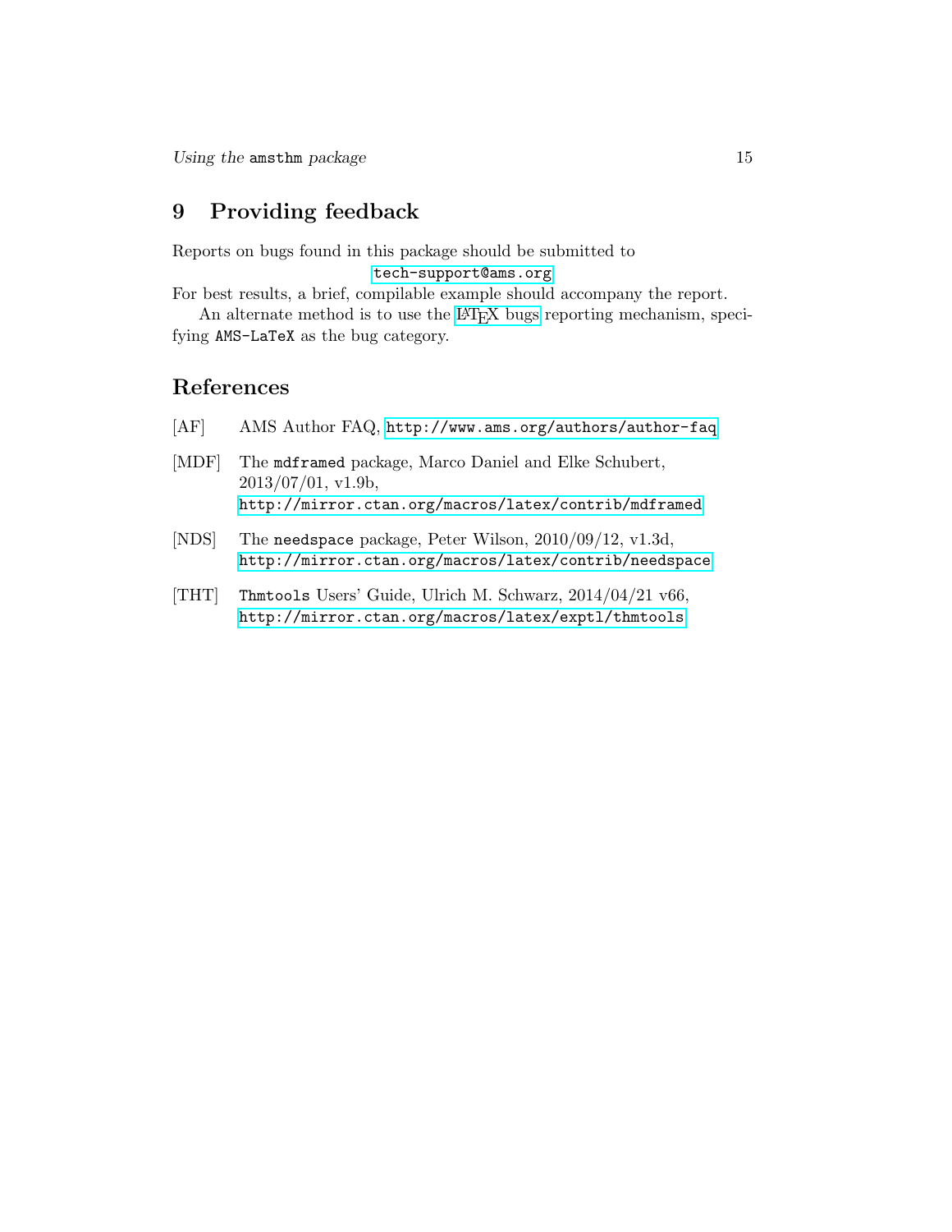## 9 Providing feedback

Reports on bugs found in this package should be submitted to

tech-support@ams.org

For best results, a brief, compilable example should accompany the report.

An alternate method is to use the LaTeX bugs reporting mechanism, specifying AMS-LaTeX as the bug category.

## References

[AF] AMS Author FAQ, http://www.ams.org/authors/author-faq

[MDF] The mdframed package, Marco Daniel and Elke Schubert, 2013/07/01, v1.9b, http://mirror.ctan.org/macros/latex/contrib/mdframed

[NDS] The needspace package, Peter Wilson, 2010/09/12, v1.3d, http://mirror.ctan.org/macros/latex/contrib/needspace

[THT] Thmtools Users' Guide, Ulrich M. Schwarz, 2014/04/21 v66, http://mirror.ctan.org/macros/latex/exptl/thmtools